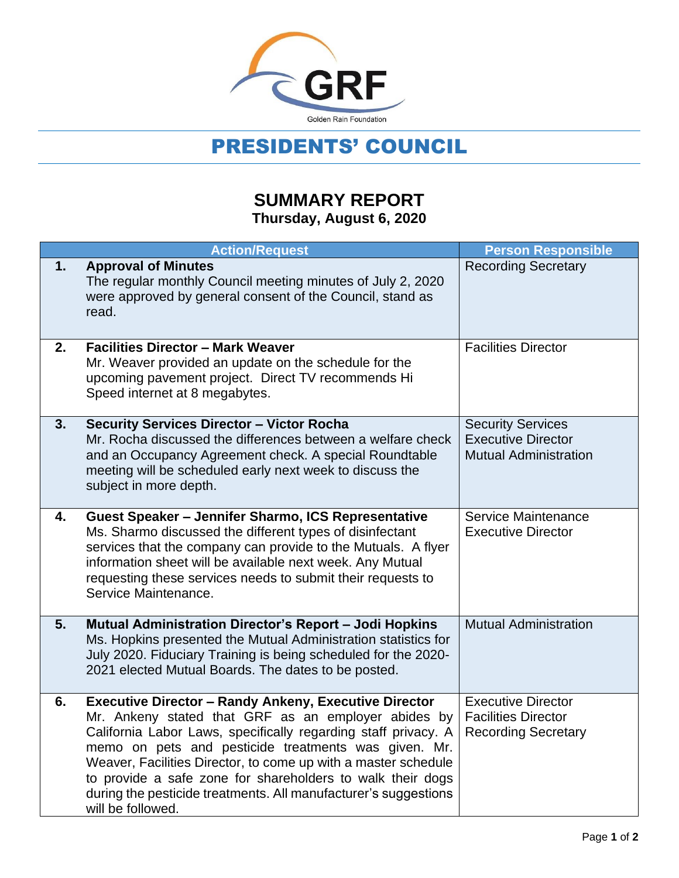Golden Rain Foundation

# PRESIDENTS' COUNCIL

## SUMMARY REPORT
**Thursday, August 6, 2020**

| | Action/Request | Person Responsible |
|---|---|---|
| 1. | **Approval of Minutes**<br>The regular monthly Council meeting minutes of July 2, 2020 were approved by general consent of the Council, stand as read. | Recording Secretary |
| 2. | **Facilities Director – Mark Weaver**<br>Mr. Weaver provided an update on the schedule for the upcoming pavement project. Direct TV recommends Hi Speed internet at 8 megabytes. | Facilities Director |
| 3. | **Security Services Director – Victor Rocha**<br>Mr. Rocha discussed the differences between a welfare check and an Occupancy Agreement check. A special Roundtable meeting will be scheduled early next week to discuss the subject in more depth. | Security Services<br>Executive Director<br>Mutual Administration |
| 4. | **Guest Speaker – Jennifer Sharmo, ICS Representative**<br>Ms. Sharmo discussed the different types of disinfectant services that the company can provide to the Mutuals. A flyer information sheet will be available next week. Any Mutual requesting these services needs to submit their requests to Service Maintenance. | Service Maintenance<br>Executive Director |
| 5. | **Mutual Administration Director's Report – Jodi Hopkins**<br>Ms. Hopkins presented the Mutual Administration statistics for July 2020. Fiduciary Training is being scheduled for the 2020-2021 elected Mutual Boards. The dates to be posted. | Mutual Administration |
| 6. | **Executive Director – Randy Ankeny, Executive Director**<br>Mr. Ankeny stated that GRF as an employer abides by California Labor Laws, specifically regarding staff privacy. A memo on pets and pesticide treatments was given. Mr. Weaver, Facilities Director, to come up with a master schedule to provide a safe zone for shareholders to walk their dogs during the pesticide treatments. All manufacturer's suggestions will be followed. | Executive Director<br>Facilities Director<br>Recording Secretary |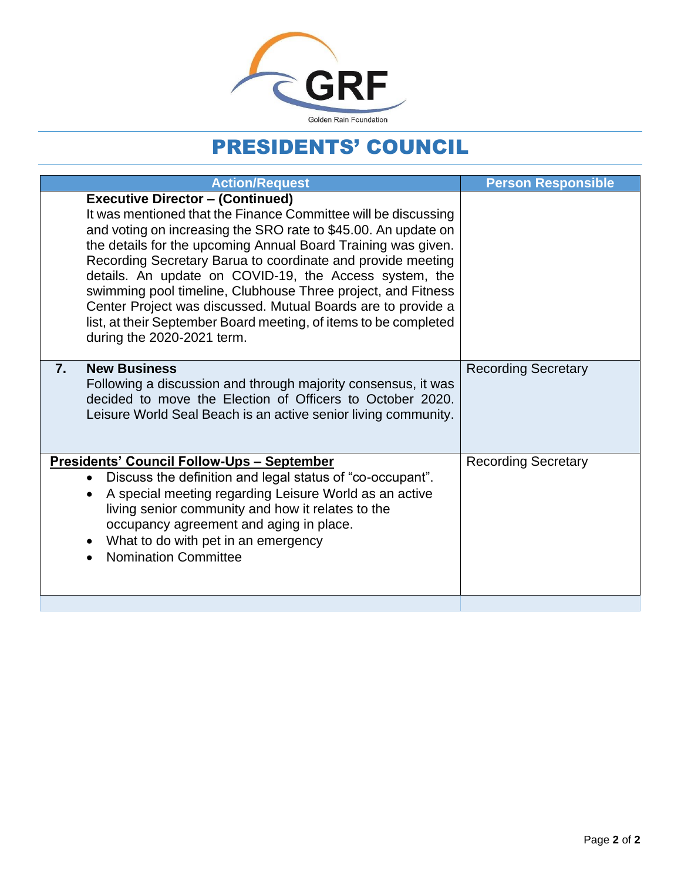# PRESIDENTS' COUNCIL

| Action/Request | Person Responsible |
|---|---|
| **Executive Director – (Continued)**<br>It was mentioned that the Finance Committee will be discussing and voting on increasing the SRO rate to $45.00. An update on the details for the upcoming Annual Board Training was given. Recording Secretary Barua to coordinate and provide meeting details. An update on COVID-19, the Access system, the swimming pool timeline, Clubhouse Three project, and Fitness Center Project was discussed. Mutual Boards are to provide a list, at their September Board meeting, of items to be completed during the 2020-2021 term. | |
| **7. New Business**<br>Following a discussion and through majority consensus, it was decided to move the Election of Officers to October 2020. Leisure World Seal Beach is an active senior living community. | Recording Secretary |
| **<u>Presidents' Council Follow-Ups – September</u>**<br>• Discuss the definition and legal status of "co-occupant".<br>• A special meeting regarding Leisure World as an active living senior community and how it relates to the occupancy agreement and aging in place.<br>• What to do with pet in an emergency<br>• Nomination Committee | Recording Secretary |
| | |